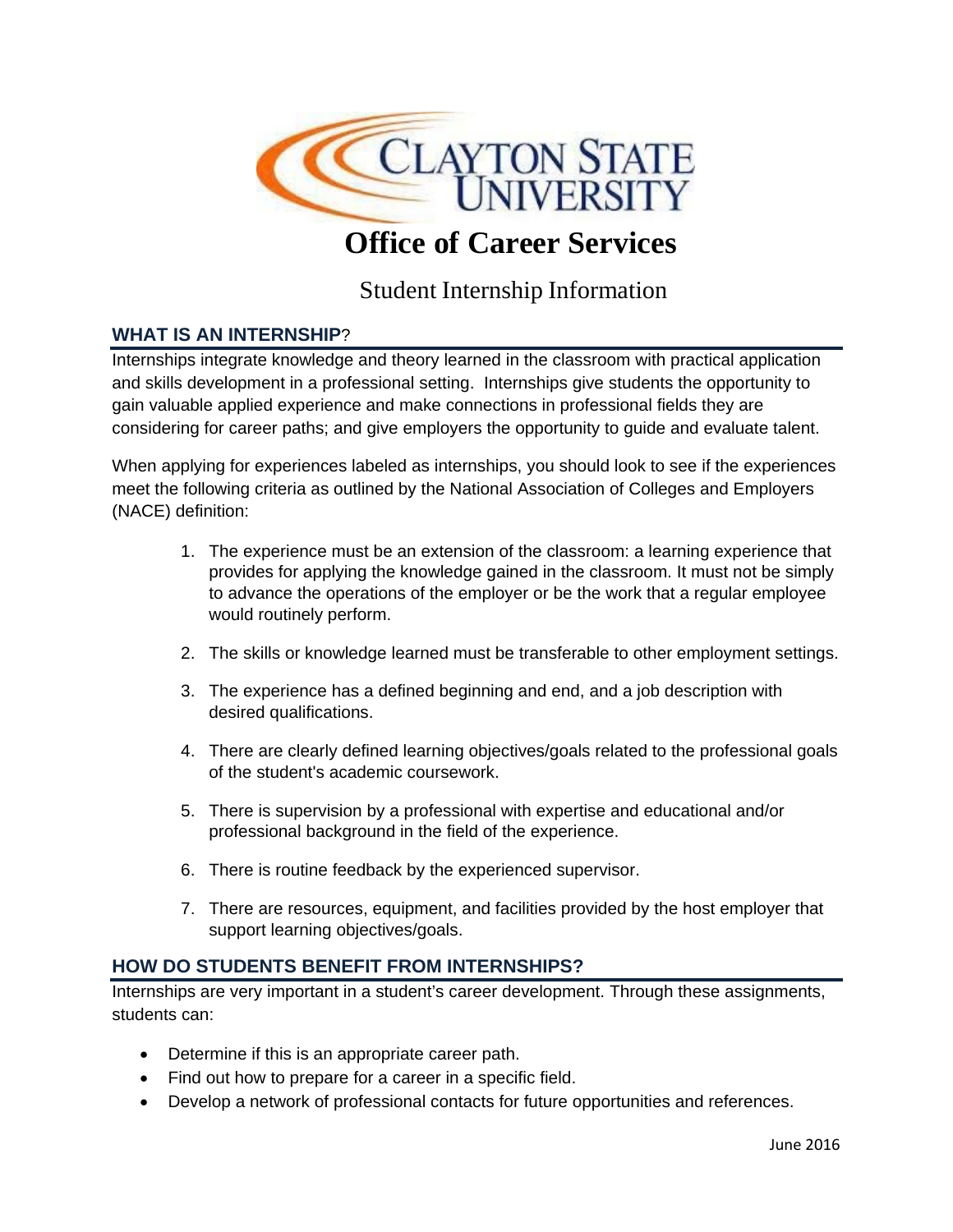# Clayton State University

# Office of Career Services

## Student Internship Information

### WHAT IS AN INTERNSHIP?

Internships integrate knowledge and theory learned in the classroom with practical application and skills development in a professional setting. Internships give students the opportunity to gain valuable applied experience and make connections in professional fields they are considering for career paths; and give employers the opportunity to guide and evaluate talent.

When applying for experiences labeled as internships, you should look to see if the experiences meet the following criteria as outlined by the National Association of Colleges and Employers (NACE) definition:

1. The experience must be an extension of the classroom: a learning experience that provides for applying the knowledge gained in the classroom. It must not be simply to advance the operations of the employer or be the work that a regular employee would routinely perform.
2. The skills or knowledge learned must be transferable to other employment settings.
3. The experience has a defined beginning and end, and a job description with desired qualifications.
4. There are clearly defined learning objectives/goals related to the professional goals of the student's academic coursework.
5. There is supervision by a professional with expertise and educational and/or professional background in the field of the experience.
6. There is routine feedback by the experienced supervisor.
7. There are resources, equipment, and facilities provided by the host employer that support learning objectives/goals.

### HOW DO STUDENTS BENEFIT FROM INTERNSHIPS?

Internships are very important in a student's career development. Through these assignments, students can:

- Determine if this is an appropriate career path.
- Find out how to prepare for a career in a specific field.
- Develop a network of professional contacts for future opportunities and references.

June 2016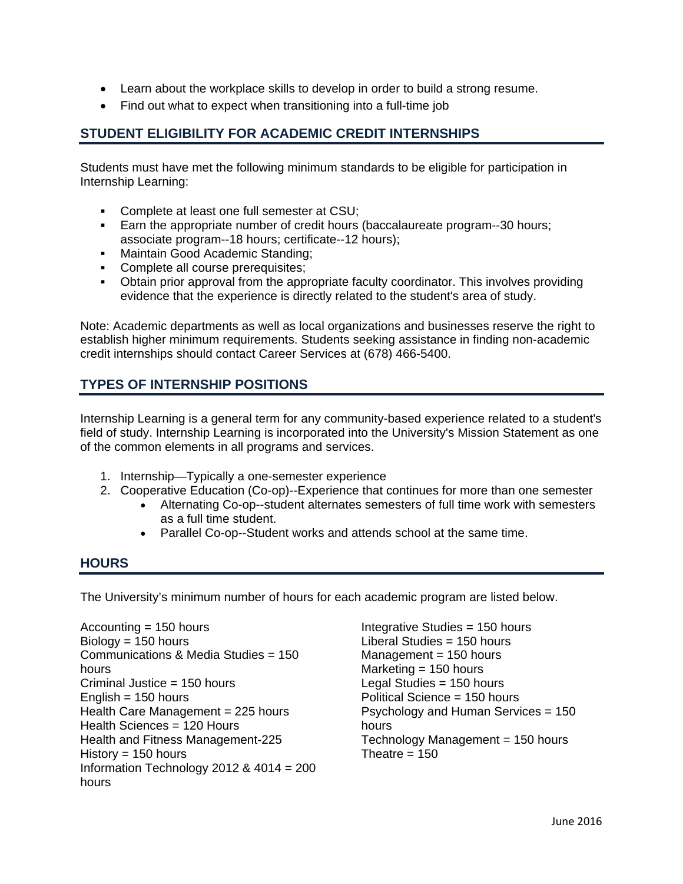- Learn about the workplace skills to develop in order to build a strong resume.
- Find out what to expect when transitioning into a full-time job

## STUDENT ELIGIBILITY FOR ACADEMIC CREDIT INTERNSHIPS

Students must have met the following minimum standards to be eligible for participation in Internship Learning:

- Complete at least one full semester at CSU;
- Earn the appropriate number of credit hours (baccalaureate program--30 hours; associate program--18 hours; certificate--12 hours);
- Maintain Good Academic Standing;
- Complete all course prerequisites;
- Obtain prior approval from the appropriate faculty coordinator. This involves providing evidence that the experience is directly related to the student's area of study.

Note: Academic departments as well as local organizations and businesses reserve the right to establish higher minimum requirements. Students seeking assistance in finding non-academic credit internships should contact Career Services at (678) 466-5400.

## TYPES OF INTERNSHIP POSITIONS

Internship Learning is a general term for any community-based experience related to a student's field of study. Internship Learning is incorporated into the University's Mission Statement as one of the common elements in all programs and services.

1. Internship—Typically a one-semester experience
2. Cooperative Education (Co-op)--Experience that continues for more than one semester
   - Alternating Co-op--student alternates semesters of full time work with semesters as a full time student.
   - Parallel Co-op--Student works and attends school at the same time.

## HOURS

The University's minimum number of hours for each academic program are listed below.

Accounting = 150 hours
Biology = 150 hours
Communications & Media Studies = 150 hours
Criminal Justice = 150 hours
English = 150 hours
Health Care Management = 225 hours
Health Sciences = 120 Hours
Health and Fitness Management-225
History = 150 hours
Information Technology 2012 & 4014 = 200 hours
Integrative Studies = 150 hours
Liberal Studies = 150 hours
Management = 150 hours
Marketing = 150 hours
Legal Studies = 150 hours
Political Science = 150 hours
Psychology and Human Services = 150 hours
Technology Management = 150 hours
Theatre = 150

June 2016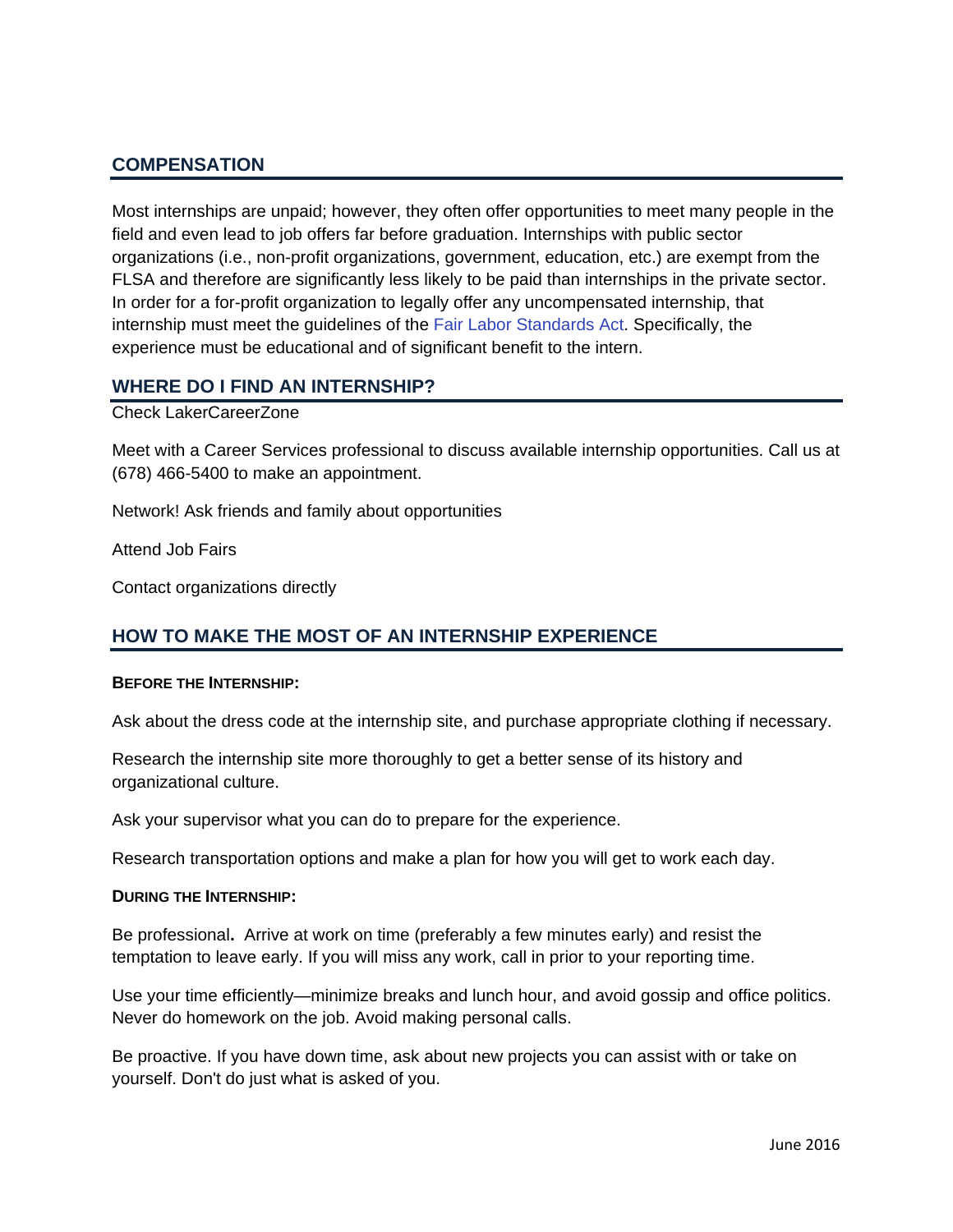## COMPENSATION

Most internships are unpaid; however, they often offer opportunities to meet many people in the field and even lead to job offers far before graduation. Internships with public sector organizations (i.e., non-profit organizations, government, education, etc.) are exempt from the FLSA and therefore are significantly less likely to be paid than internships in the private sector. In order for a for-profit organization to legally offer any uncompensated internship, that internship must meet the guidelines of the Fair Labor Standards Act. Specifically, the experience must be educational and of significant benefit to the intern.

## WHERE DO I FIND AN INTERNSHIP?

Check LakerCareerZone

Meet with a Career Services professional to discuss available internship opportunities. Call us at (678) 466-5400 to make an appointment.

Network! Ask friends and family about opportunities

Attend Job Fairs

Contact organizations directly

## HOW TO MAKE THE MOST OF AN INTERNSHIP EXPERIENCE

### BEFORE THE INTERNSHIP:

Ask about the dress code at the internship site, and purchase appropriate clothing if necessary.

Research the internship site more thoroughly to get a better sense of its history and organizational culture.

Ask your supervisor what you can do to prepare for the experience.

Research transportation options and make a plan for how you will get to work each day.

### DURING THE INTERNSHIP:

Be professional**.** Arrive at work on time (preferably a few minutes early) and resist the temptation to leave early. If you will miss any work, call in prior to your reporting time.

Use your time efficiently—minimize breaks and lunch hour, and avoid gossip and office politics. Never do homework on the job. Avoid making personal calls.

Be proactive. If you have down time, ask about new projects you can assist with or take on yourself. Don't do just what is asked of you.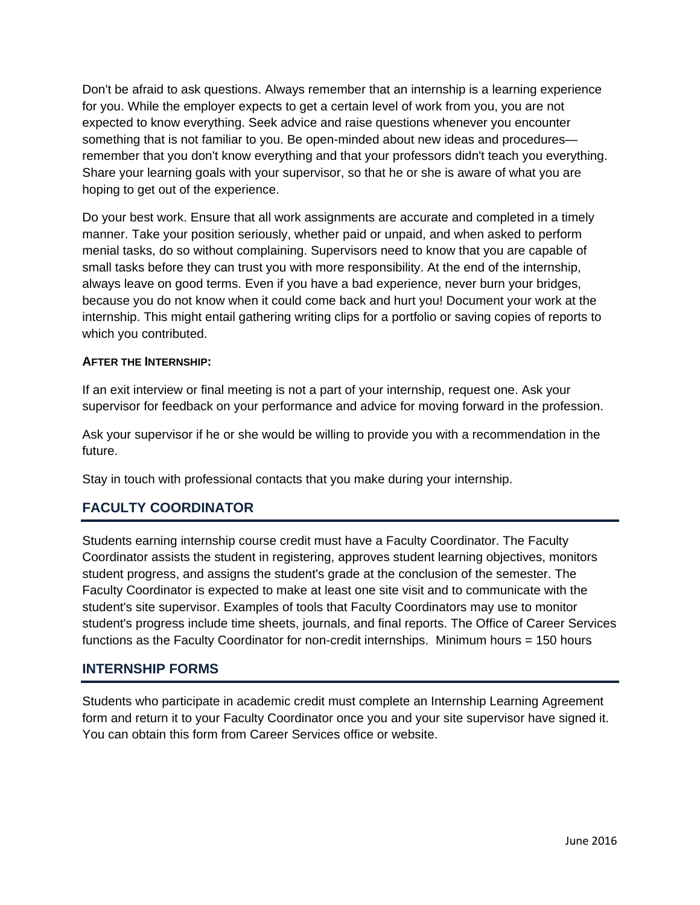Don't be afraid to ask questions. Always remember that an internship is a learning experience for you. While the employer expects to get a certain level of work from you, you are not expected to know everything. Seek advice and raise questions whenever you encounter something that is not familiar to you. Be open-minded about new ideas and procedures—remember that you don't know everything and that your professors didn't teach you everything. Share your learning goals with your supervisor, so that he or she is aware of what you are hoping to get out of the experience.

Do your best work. Ensure that all work assignments are accurate and completed in a timely manner. Take your position seriously, whether paid or unpaid, and when asked to perform menial tasks, do so without complaining. Supervisors need to know that you are capable of small tasks before they can trust you with more responsibility. At the end of the internship, always leave on good terms. Even if you have a bad experience, never burn your bridges, because you do not know when it could come back and hurt you! Document your work at the internship. This might entail gathering writing clips for a portfolio or saving copies of reports to which you contributed.

### AFTER THE INTERNSHIP:

If an exit interview or final meeting is not a part of your internship, request one. Ask your supervisor for feedback on your performance and advice for moving forward in the profession.

Ask your supervisor if he or she would be willing to provide you with a recommendation in the future.

Stay in touch with professional contacts that you make during your internship.

## FACULTY COORDINATOR

Students earning internship course credit must have a Faculty Coordinator. The Faculty Coordinator assists the student in registering, approves student learning objectives, monitors student progress, and assigns the student's grade at the conclusion of the semester. The Faculty Coordinator is expected to make at least one site visit and to communicate with the student's site supervisor. Examples of tools that Faculty Coordinators may use to monitor student's progress include time sheets, journals, and final reports. The Office of Career Services functions as the Faculty Coordinator for non-credit internships. Minimum hours = 150 hours

## INTERNSHIP FORMS

Students who participate in academic credit must complete an Internship Learning Agreement form and return it to your Faculty Coordinator once you and your site supervisor have signed it. You can obtain this form from Career Services office or website.

June 2016